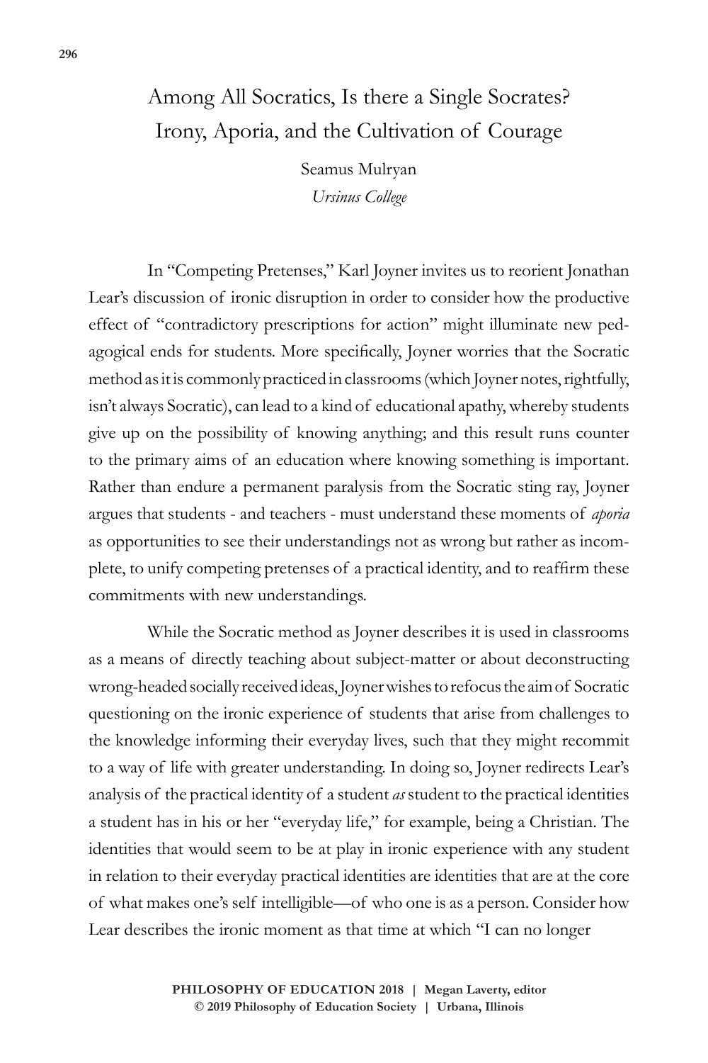# Among All Socratics, Is there a Single Socrates? Irony, Aporia, and the Cultivation of Courage

Seamus Mulryan  
*Ursinus College*

In "Competing Pretenses," Karl Joyner invites us to reorient Jonathan Lear's discussion of ironic disruption in order to consider how the productive effect of "contradictory prescriptions for action" might illuminate new pedagogical ends for students. More specifically, Joyner worries that the Socratic method as it is commonly practiced in classrooms (which Joyner notes, rightfully, isn't always Socratic), can lead to a kind of educational apathy, whereby students give up on the possibility of knowing anything; and this result runs counter to the primary aims of an education where knowing something is important. Rather than endure a permanent paralysis from the Socratic sting ray, Joyner argues that students - and teachers - must understand these moments of *aporia* as opportunities to see their understandings not as wrong but rather as incomplete, to unify competing pretenses of a practical identity, and to reaffirm these commitments with new understandings.

While the Socratic method as Joyner describes it is used in classrooms as a means of directly teaching about subject-matter or about deconstructing wrong-headed socially received ideas, Joyner wishes to refocus the aim of Socratic questioning on the ironic experience of students that arise from challenges to the knowledge informing their everyday lives, such that they might recommit to a way of life with greater understanding. In doing so, Joyner redirects Lear's analysis of the practical identity of a student *as* student to the practical identities a student has in his or her "everyday life," for example, being a Christian. The identities that would seem to be at play in ironic experience with any student in relation to their everyday practical identities are identities that are at the core of what makes one's self intelligible—of who one is as a person. Consider how Lear describes the ironic moment as that time at which "I can no longer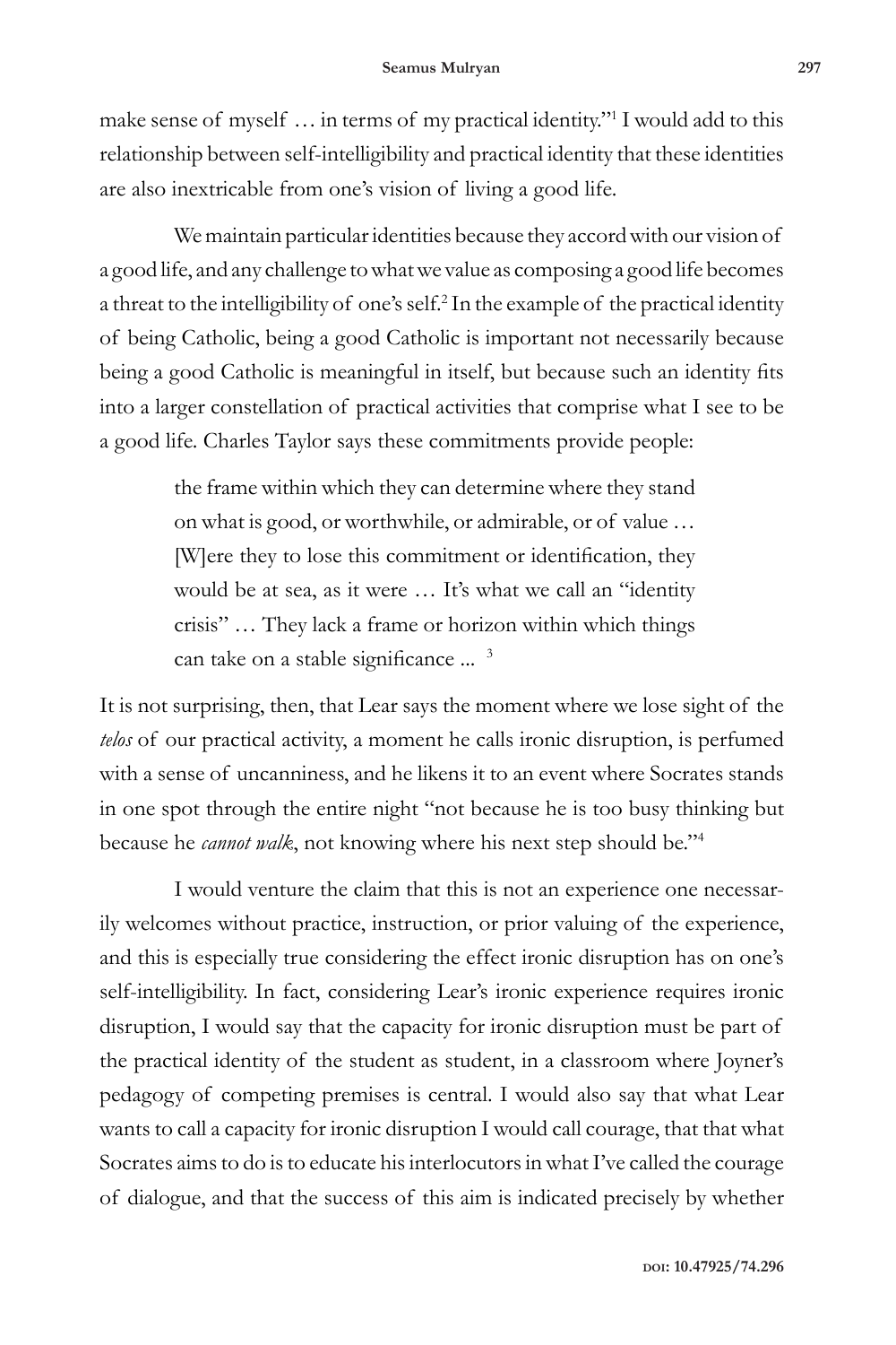make sense of myself … in terms of my practical identity."[1] I would add to this relationship between self-intelligibility and practical identity that these identities are also inextricable from one's vision of living a good life.

We maintain particular identities because they accord with our vision of a good life, and any challenge to what we value as composing a good life becomes a threat to the intelligibility of one's self.[2] In the example of the practical identity of being Catholic, being a good Catholic is important not necessarily because being a good Catholic is meaningful in itself, but because such an identity fits into a larger constellation of practical activities that comprise what I see to be a good life. Charles Taylor says these commitments provide people:

> the frame within which they can determine where they stand on what is good, or worthwhile, or admirable, or of value … [W]ere they to lose this commitment or identification, they would be at sea, as it were … It's what we call an "identity crisis" … They lack a frame or horizon within which things can take on a stable significance ... [3]

It is not surprising, then, that Lear says the moment where we lose sight of the *telos* of our practical activity, a moment he calls ironic disruption, is perfumed with a sense of uncanniness, and he likens it to an event where Socrates stands in one spot through the entire night "not because he is too busy thinking but because he *cannot walk*, not knowing where his next step should be."[4]

I would venture the claim that this is not an experience one necessarily welcomes without practice, instruction, or prior valuing of the experience, and this is especially true considering the effect ironic disruption has on one's self-intelligibility. In fact, considering Lear's ironic experience requires ironic disruption, I would say that the capacity for ironic disruption must be part of the practical identity of the student as student, in a classroom where Joyner's pedagogy of competing premises is central. I would also say that what Lear wants to call a capacity for ironic disruption I would call courage, that that what Socrates aims to do is to educate his interlocutors in what I've called the courage of dialogue, and that the success of this aim is indicated precisely by whether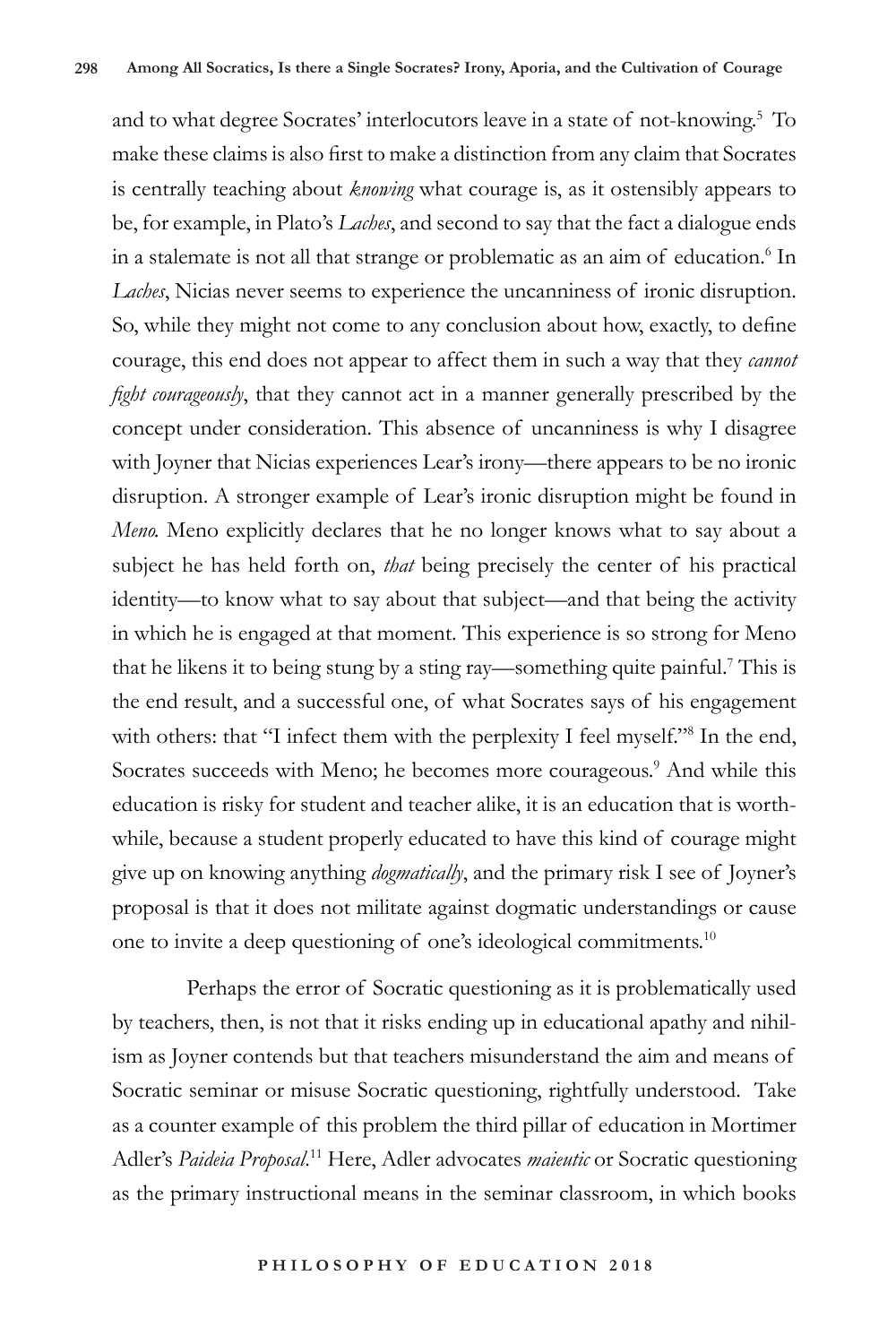and to what degree Socrates' interlocutors leave in a state of not-knowing.[5] To make these claims is also first to make a distinction from any claim that Socrates is centrally teaching about *knowing* what courage is, as it ostensibly appears to be, for example, in Plato's *Laches*, and second to say that the fact a dialogue ends in a stalemate is not all that strange or problematic as an aim of education.[6] In *Laches*, Nicias never seems to experience the uncanniness of ironic disruption. So, while they might not come to any conclusion about how, exactly, to define courage, this end does not appear to affect them in such a way that they *cannot fight courageously*, that they cannot act in a manner generally prescribed by the concept under consideration. This absence of uncanniness is why I disagree with Joyner that Nicias experiences Lear's irony—there appears to be no ironic disruption. A stronger example of Lear's ironic disruption might be found in *Meno.* Meno explicitly declares that he no longer knows what to say about a subject he has held forth on, *that* being precisely the center of his practical identity—to know what to say about that subject—and that being the activity in which he is engaged at that moment. This experience is so strong for Meno that he likens it to being stung by a sting ray—something quite painful.[7] This is the end result, and a successful one, of what Socrates says of his engagement with others: that "I infect them with the perplexity I feel myself."[8] In the end, Socrates succeeds with Meno; he becomes more courageous.[9] And while this education is risky for student and teacher alike, it is an education that is worthwhile, because a student properly educated to have this kind of courage might give up on knowing anything *dogmatically*, and the primary risk I see of Joyner's proposal is that it does not militate against dogmatic understandings or cause one to invite a deep questioning of one's ideological commitments.[10]

Perhaps the error of Socratic questioning as it is problematically used by teachers, then, is not that it risks ending up in educational apathy and nihilism as Joyner contends but that teachers misunderstand the aim and means of Socratic seminar or misuse Socratic questioning, rightfully understood. Take as a counter example of this problem the third pillar of education in Mortimer Adler's *Paideia Proposal*.[11] Here, Adler advocates *maieutic* or Socratic questioning as the primary instructional means in the seminar classroom, in which books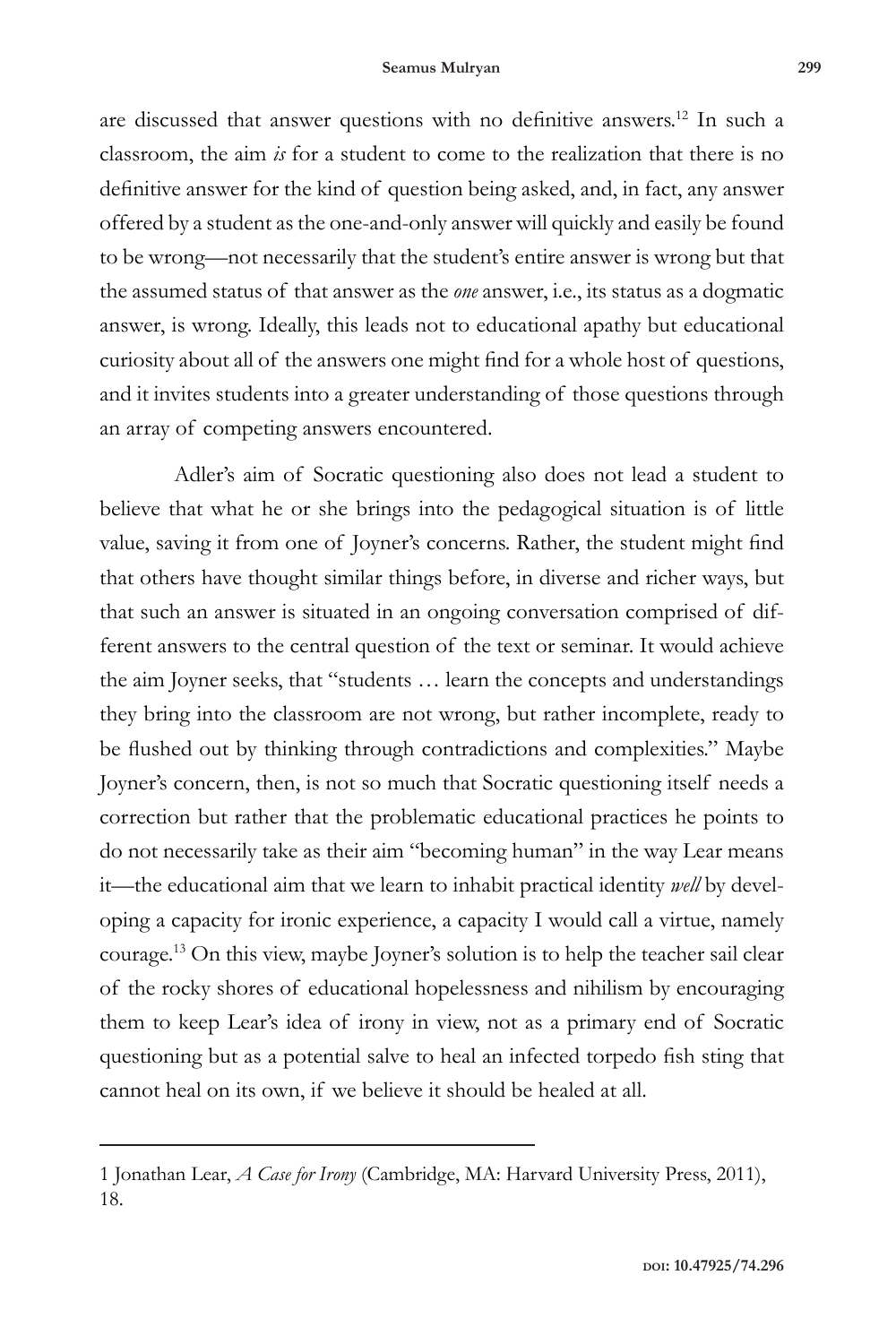are discussed that answer questions with no definitive answers.[12] In such a classroom, the aim *is* for a student to come to the realization that there is no definitive answer for the kind of question being asked, and, in fact, any answer offered by a student as the one-and-only answer will quickly and easily be found to be wrong—not necessarily that the student's entire answer is wrong but that the assumed status of that answer as the *one* answer, i.e., its status as a dogmatic answer, is wrong. Ideally, this leads not to educational apathy but educational curiosity about all of the answers one might find for a whole host of questions, and it invites students into a greater understanding of those questions through an array of competing answers encountered.

Adler's aim of Socratic questioning also does not lead a student to believe that what he or she brings into the pedagogical situation is of little value, saving it from one of Joyner's concerns. Rather, the student might find that others have thought similar things before, in diverse and richer ways, but that such an answer is situated in an ongoing conversation comprised of different answers to the central question of the text or seminar. It would achieve the aim Joyner seeks, that "students … learn the concepts and understandings they bring into the classroom are not wrong, but rather incomplete, ready to be flushed out by thinking through contradictions and complexities." Maybe Joyner's concern, then, is not so much that Socratic questioning itself needs a correction but rather that the problematic educational practices he points to do not necessarily take as their aim "becoming human" in the way Lear means it—the educational aim that we learn to inhabit practical identity *well* by developing a capacity for ironic experience, a capacity I would call a virtue, namely courage.[13] On this view, maybe Joyner's solution is to help the teacher sail clear of the rocky shores of educational hopelessness and nihilism by encouraging them to keep Lear's idea of irony in view, not as a primary end of Socratic questioning but as a potential salve to heal an infected torpedo fish sting that cannot heal on its own, if we believe it should be healed at all.

---

1 Jonathan Lear, *A Case for Irony* (Cambridge, MA: Harvard University Press, 2011), 18.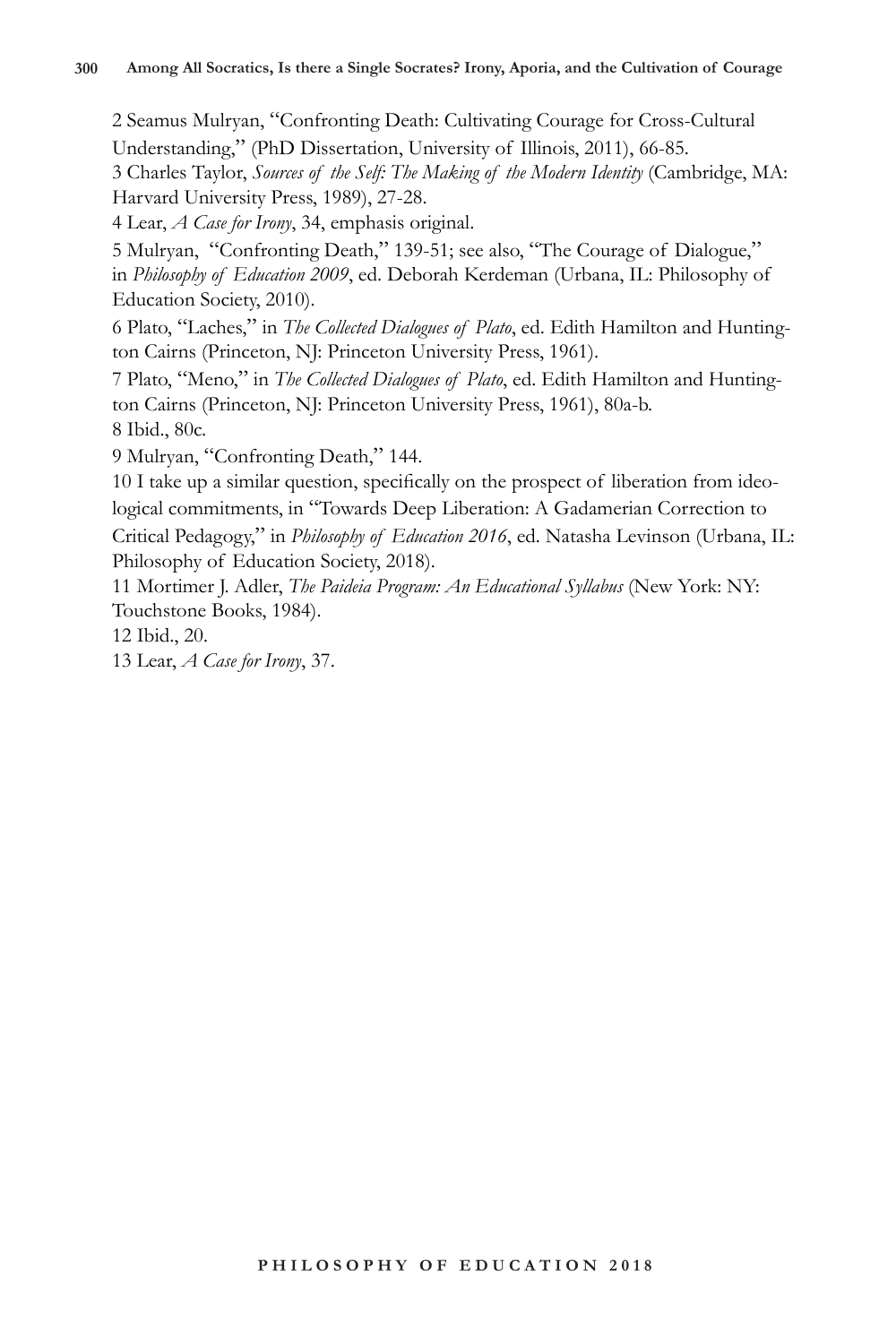2 Seamus Mulryan, "Confronting Death: Cultivating Courage for Cross-Cultural Understanding," (PhD Dissertation, University of Illinois, 2011), 66-85.

3 Charles Taylor, *Sources of the Self: The Making of the Modern Identity* (Cambridge, MA: Harvard University Press, 1989), 27-28.

4 Lear, *A Case for Irony*, 34, emphasis original.

5 Mulryan, "Confronting Death," 139-51; see also, "The Courage of Dialogue," in *Philosophy of Education 2009*, ed. Deborah Kerdeman (Urbana, IL: Philosophy of Education Society, 2010).

6 Plato, "Laches," in *The Collected Dialogues of Plato*, ed. Edith Hamilton and Huntington Cairns (Princeton, NJ: Princeton University Press, 1961).

7 Plato, "Meno," in *The Collected Dialogues of Plato*, ed. Edith Hamilton and Huntington Cairns (Princeton, NJ: Princeton University Press, 1961), 80a-b.

8 Ibid., 80c.

9 Mulryan, "Confronting Death," 144.

10 I take up a similar question, specifically on the prospect of liberation from ideological commitments, in "Towards Deep Liberation: A Gadamerian Correction to Critical Pedagogy," in *Philosophy of Education 2016*, ed. Natasha Levinson (Urbana, IL: Philosophy of Education Society, 2018).

11 Mortimer J. Adler, *The Paideia Program: An Educational Syllabus* (New York: NY: Touchstone Books, 1984).

12 Ibid., 20.

13 Lear, *A Case for Irony*, 37.